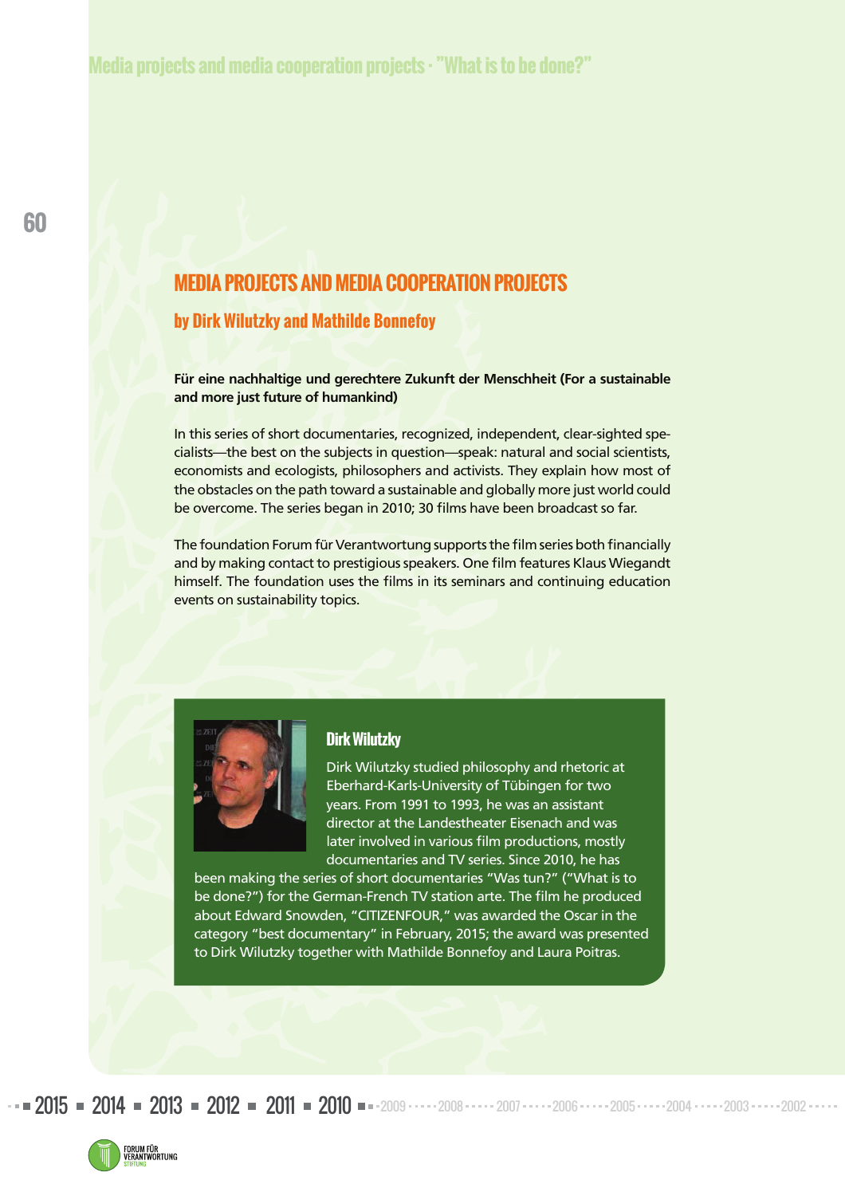# MEDIA PROJECTS AND MEDIA COOPERATION PROJECTS

## by Dirk Wilutzky and Mathilde Bonnefoy

**Für eine nachhaltige und gerechtere Zukunft der Menschheit (For a sustainable and more just future of humankind)**

In this series of short documentaries, recognized, independent, clear-sighted specialists—the best on the subjects in question—speak: natural and social scientists, economists and ecologists, philosophers and activists. They explain how most of the obstacles on the path toward a sustainable and globally more just world could be overcome. The series began in 2010; 30 films have been broadcast so far.

The foundation Forum für Verantwortung supports the film series both financially and by making contact to prestigious speakers. One film features Klaus Wiegandt himself. The foundation uses the films in its seminars and continuing education events on sustainability topics.

### Dirk Wilutzky

Dirk Wilutzky studied philosophy and rhetoric at Eberhard-Karls-University of Tübingen for two years. From 1991 to 1993, he was an assistant director at the Landestheater Eisenach and was later involved in various film productions, mostly documentaries and TV series. Since 2010, he has been making the series of short documentaries "Was tun?" ("What is to be done?") for the German-French TV station arte. The film he produced about Edward Snowden, "CITIZENFOUR," was awarded the Oscar in the category "best documentary" in February, 2015; the award was presented to Dirk Wilutzky together with Mathilde Bonnefoy and Laura Poitras.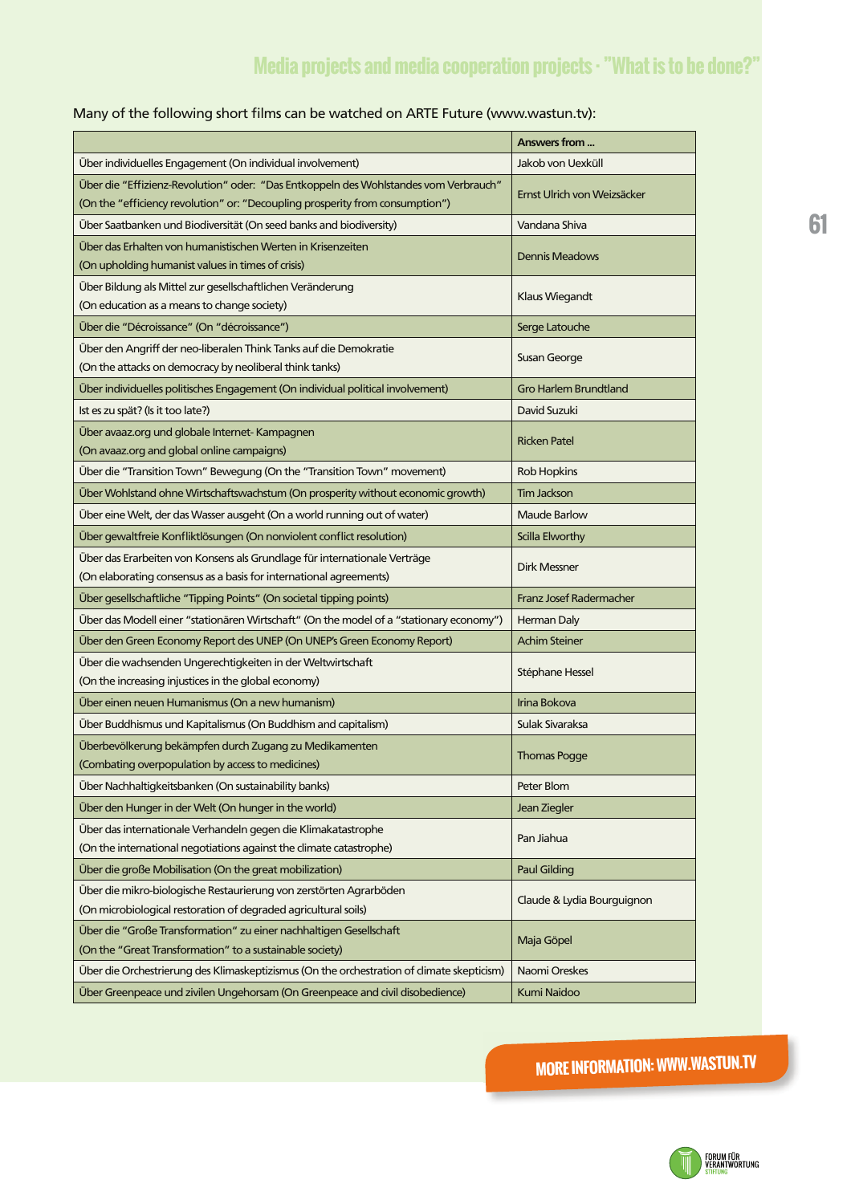Many of the following short films can be watched on ARTE Future (www.wastun.tv):

| | Answers from ... |
|---|---|
| Über individuelles Engagement (On individual involvement) | Jakob von Uexküll |
| Über die "Effizienz-Revolution" oder: "Das Entkoppeln des Wohlstandes vom Verbrauch" (On the "efficiency revolution" or: "Decoupling prosperity from consumption") | Ernst Ulrich von Weizsäcker |
| Über Saatbanken und Biodiversität (On seed banks and biodiversity) | Vandana Shiva |
| Über das Erhalten von humanistischen Werten in Krisenzeiten (On upholding humanist values in times of crisis) | Dennis Meadows |
| Über Bildung als Mittel zur gesellschaftlichen Veränderung (On education as a means to change society) | Klaus Wiegandt |
| Über die "Décroissance" (On "décroissance") | Serge Latouche |
| Über den Angriff der neo-liberalen Think Tanks auf die Demokratie (On the attacks on democracy by neoliberal think tanks) | Susan George |
| Über individuelles politisches Engagement (On individual political involvement) | Gro Harlem Brundtland |
| Ist es zu spät? (Is it too late?) | David Suzuki |
| Über avaaz.org und globale Internet- Kampagnen (On avaaz.org and global online campaigns) | Ricken Patel |
| Über die "Transition Town" Bewegung (On the "Transition Town" movement) | Rob Hopkins |
| Über Wohlstand ohne Wirtschaftswachstum (On prosperity without economic growth) | Tim Jackson |
| Über eine Welt, der das Wasser ausgeht (On a world running out of water) | Maude Barlow |
| Über gewaltfreie Konfliktlösungen (On nonviolent conflict resolution) | Scilla Elworthy |
| Über das Erarbeiten von Konsens als Grundlage für internationale Verträge (On elaborating consensus as a basis for international agreements) | Dirk Messner |
| Über gesellschaftliche "Tipping Points" (On societal tipping points) | Franz Josef Radermacher |
| Über das Modell einer "stationären Wirtschaft" (On the model of a "stationary economy") | Herman Daly |
| Über den Green Economy Report des UNEP (On UNEP's Green Economy Report) | Achim Steiner |
| Über die wachsenden Ungerechtigkeiten in der Weltwirtschaft (On the increasing injustices in the global economy) | Stéphane Hessel |
| Über einen neuen Humanismus (On a new humanism) | Irina Bokova |
| Über Buddhismus und Kapitalismus (On Buddhism and capitalism) | Sulak Sivaraksa |
| Überbevölkerung bekämpfen durch Zugang zu Medikamenten (Combating overpopulation by access to medicines) | Thomas Pogge |
| Über Nachhaltigkeitsbanken (On sustainability banks) | Peter Blom |
| Über den Hunger in der Welt (On hunger in the world) | Jean Ziegler |
| Über das internationale Verhandeln gegen die Klimakatastrophe (On the international negotiations against the climate catastrophe) | Pan Jiahua |
| Über die große Mobilisation (On the great mobilization) | Paul Gilding |
| Über die mikro-biologische Restaurierung von zerstörten Agrarböden (On microbiological restoration of degraded agricultural soils) | Claude & Lydia Bourguignon |
| Über die "Große Transformation" zu einer nachhaltigen Gesellschaft (On the "Great Transformation" to a sustainable society) | Maja Göpel |
| Über die Orchestrierung des Klimaskeptizismus (On the orchestration of climate skepticism) | Naomi Oreskes |
| Über Greenpeace und zivilen Ungehorsam (On Greenpeace and civil disobedience) | Kumi Naidoo |

**MORE INFORMATION: WWW.WASTUN.TV**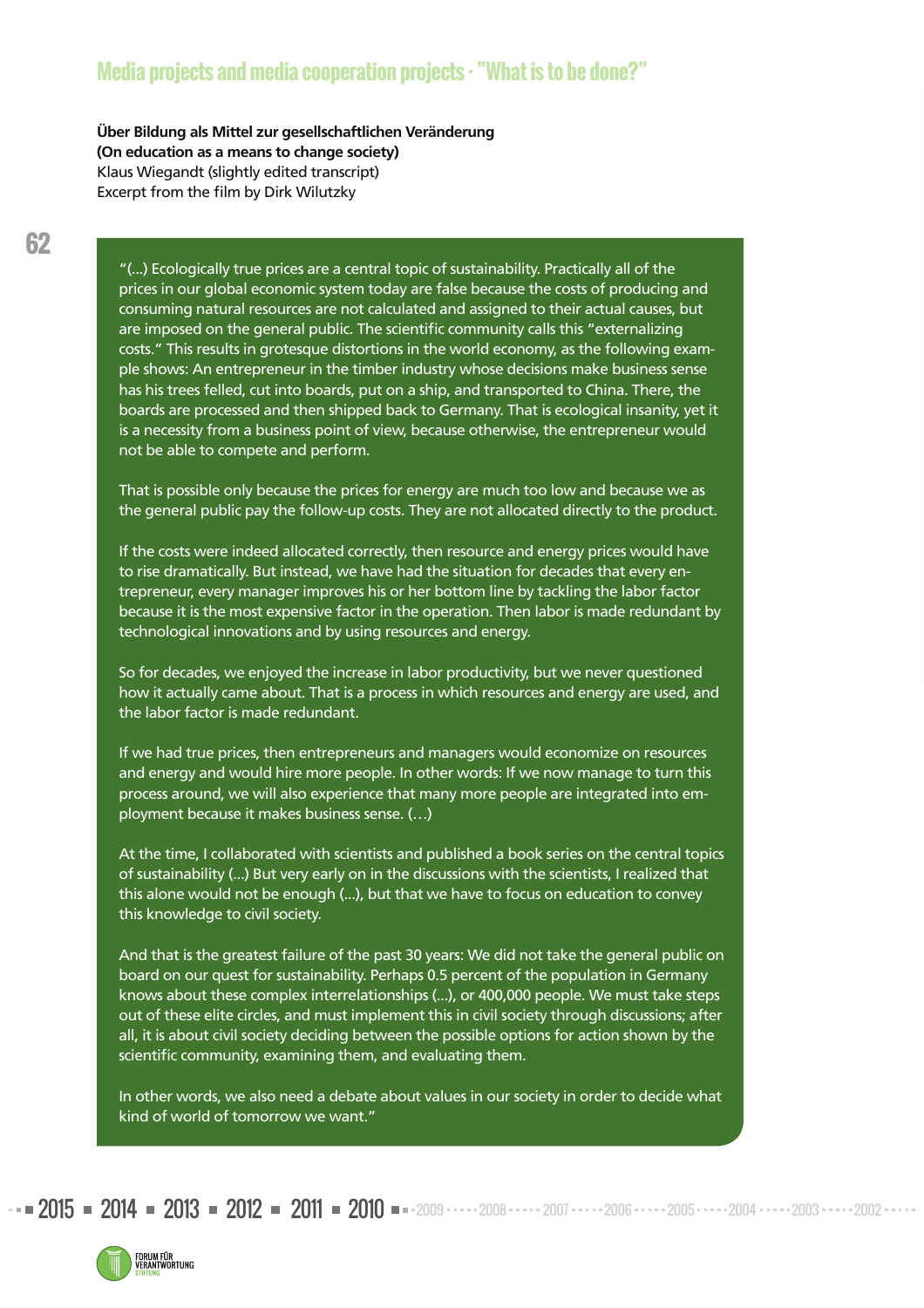## Media projects and media cooperation projects · "What is to be done?"

**Über Bildung als Mittel zur gesellschaftlichen Veränderung**
**(On education as a means to change society)**
Klaus Wiegandt (slightly edited transcript)
Excerpt from the film by Dirk Wilutzky

"(...) Ecologically true prices are a central topic of sustainability. Practically all of the prices in our global economic system today are false because the costs of producing and consuming natural resources are not calculated and assigned to their actual causes, but are imposed on the general public. The scientific community calls this "externalizing costs." This results in grotesque distortions in the world economy, as the following example shows: An entrepreneur in the timber industry whose decisions make business sense has his trees felled, cut into boards, put on a ship, and transported to China. There, the boards are processed and then shipped back to Germany. That is ecological insanity, yet it is a necessity from a business point of view, because otherwise, the entrepreneur would not be able to compete and perform.

That is possible only because the prices for energy are much too low and because we as the general public pay the follow-up costs. They are not allocated directly to the product.

If the costs were indeed allocated correctly, then resource and energy prices would have to rise dramatically. But instead, we have had the situation for decades that every entrepreneur, every manager improves his or her bottom line by tackling the labor factor because it is the most expensive factor in the operation. Then labor is made redundant by technological innovations and by using resources and energy.

So for decades, we enjoyed the increase in labor productivity, but we never questioned how it actually came about. That is a process in which resources and energy are used, and the labor factor is made redundant.

If we had true prices, then entrepreneurs and managers would economize on resources and energy and would hire more people. In other words: If we now manage to turn this process around, we will also experience that many more people are integrated into employment because it makes business sense. (…)

At the time, I collaborated with scientists and published a book series on the central topics of sustainability (...) But very early on in the discussions with the scientists, I realized that this alone would not be enough (...), but that we have to focus on education to convey this knowledge to civil society.

And that is the greatest failure of the past 30 years: We did not take the general public on board on our quest for sustainability. Perhaps 0.5 percent of the population in Germany knows about these complex interrelationships (...), or 400,000 people. We must take steps out of these elite circles, and must implement this in civil society through discussions; after all, it is about civil society deciding between the possible options for action shown by the scientific community, examining them, and evaluating them.

In other words, we also need a debate about values in our society in order to decide what kind of world of tomorrow we want."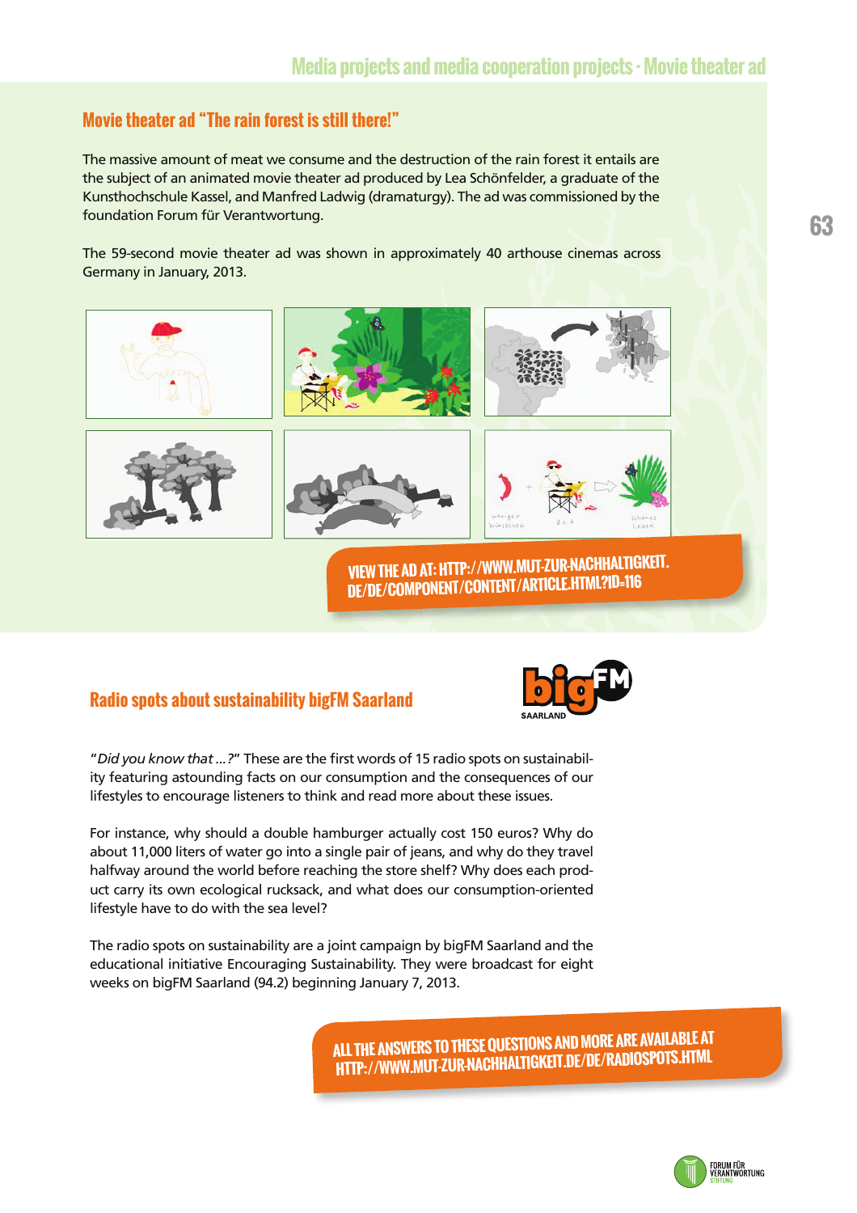## Movie theater ad "The rain forest is still there!"

The massive amount of meat we consume and the destruction of the rain forest it entails are the subject of an animated movie theater ad produced by Lea Schönfelder, a graduate of the Kunsthochschule Kassel, and Manfred Ladwig (dramaturgy). The ad was commissioned by the foundation Forum für Verantwortung.

The 59-second movie theater ad was shown in approximately 40 arthouse cinemas across Germany in January, 2013.

**VIEW THE AD AT: HTTP://WWW.MUT-ZUR-NACHHALTIGKEIT.DE/DE/COMPONENT/CONTENT/ARTICLE.HTML?ID=116**

## Radio spots about sustainability bigFM Saarland

"*Did you know that ...?*" These are the first words of 15 radio spots on sustainability featuring astounding facts on our consumption and the consequences of our lifestyles to encourage listeners to think and read more about these issues.

For instance, why should a double hamburger actually cost 150 euros? Why do about 11,000 liters of water go into a single pair of jeans, and why do they travel halfway around the world before reaching the store shelf? Why does each product carry its own ecological rucksack, and what does our consumption-oriented lifestyle have to do with the sea level?

The radio spots on sustainability are a joint campaign by bigFM Saarland and the educational initiative Encouraging Sustainability. They were broadcast for eight weeks on bigFM Saarland (94.2) beginning January 7, 2013.

**ALL THE ANSWERS TO THESE QUESTIONS AND MORE ARE AVAILABLE AT HTTP://WWW.MUT-ZUR-NACHHALTIGKEIT.DE/DE/RADIOSPOTS.HTML**